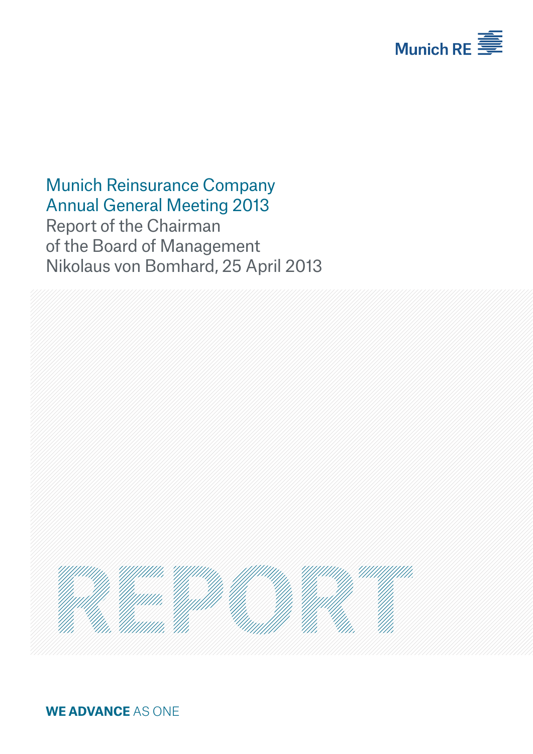Munich RE

# Munich Reinsurance Company
# Annual General Meeting 2013

Report of the Chairman
of the Board of Management
Nikolaus von Bomhard, 25 April 2013

REPORT

**WE ADVANCE** AS ONE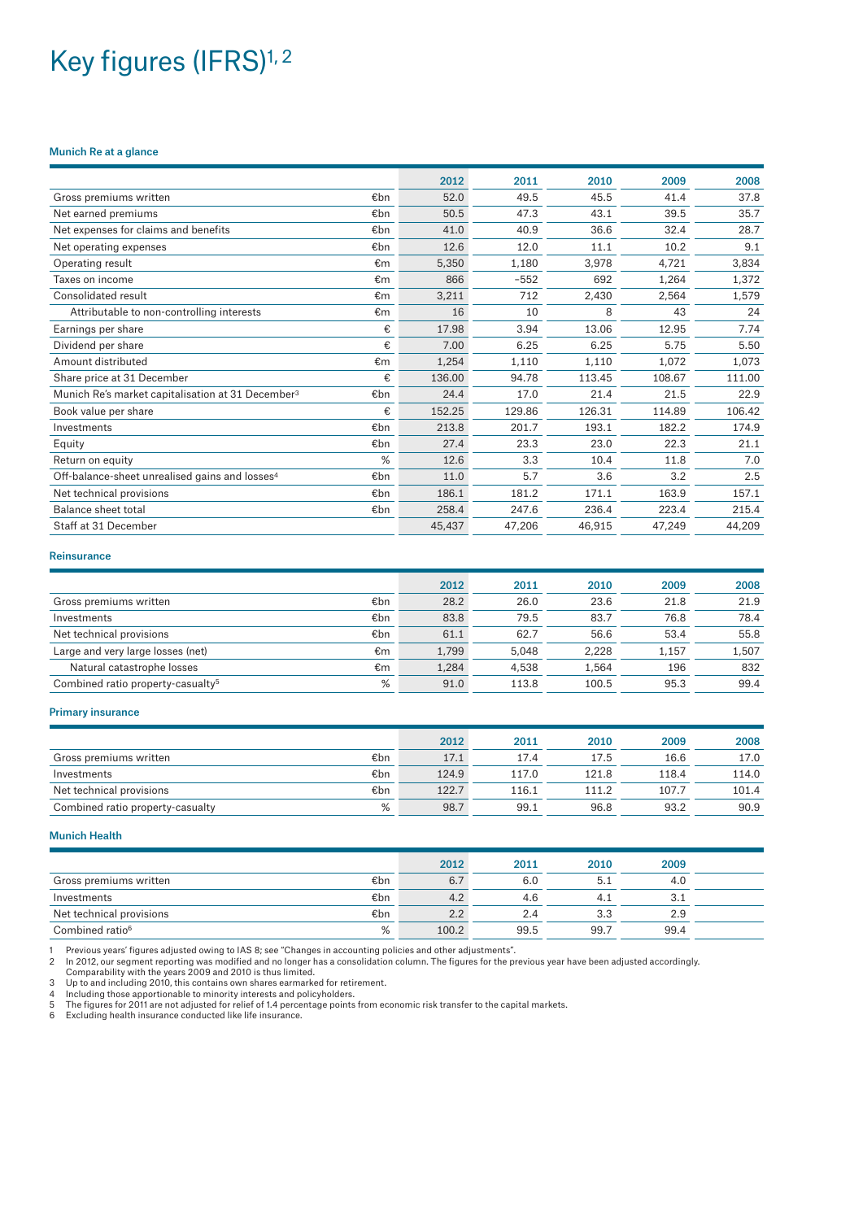# Key figures (IFRS)[1, 2]

### Munich Re at a glance

| | | 2012 | 2011 | 2010 | 2009 | 2008 |
|---|---|---|---|---|---|---|
| Gross premiums written | €bn | 52.0 | 49.5 | 45.5 | 41.4 | 37.8 |
| Net earned premiums | €bn | 50.5 | 47.3 | 43.1 | 39.5 | 35.7 |
| Net expenses for claims and benefits | €bn | 41.0 | 40.9 | 36.6 | 32.4 | 28.7 |
| Net operating expenses | €bn | 12.6 | 12.0 | 11.1 | 10.2 | 9.1 |
| Operating result | €m | 5,350 | 1,180 | 3,978 | 4,721 | 3,834 |
| Taxes on income | €m | 866 | –552 | 692 | 1,264 | 1,372 |
| Consolidated result | €m | 3,211 | 712 | 2,430 | 2,564 | 1,579 |
| Attributable to non-controlling interests | €m | 16 | 10 | 8 | 43 | 24 |
| Earnings per share | € | 17.98 | 3.94 | 13.06 | 12.95 | 7.74 |
| Dividend per share | € | 7.00 | 6.25 | 6.25 | 5.75 | 5.50 |
| Amount distributed | €m | 1,254 | 1,110 | 1,110 | 1,072 | 1,073 |
| Share price at 31 December | € | 136.00 | 94.78 | 113.45 | 108.67 | 111.00 |
| Munich Re's market capitalisation at 31 December[3] | €bn | 24.4 | 17.0 | 21.4 | 21.5 | 22.9 |
| Book value per share | € | 152.25 | 129.86 | 126.31 | 114.89 | 106.42 |
| Investments | €bn | 213.8 | 201.7 | 193.1 | 182.2 | 174.9 |
| Equity | €bn | 27.4 | 23.3 | 23.0 | 22.3 | 21.1 |
| Return on equity | % | 12.6 | 3.3 | 10.4 | 11.8 | 7.0 |
| Off-balance-sheet unrealised gains and losses[4] | €bn | 11.0 | 5.7 | 3.6 | 3.2 | 2.5 |
| Net technical provisions | €bn | 186.1 | 181.2 | 171.1 | 163.9 | 157.1 |
| Balance sheet total | €bn | 258.4 | 247.6 | 236.4 | 223.4 | 215.4 |
| Staff at 31 December | | 45,437 | 47,206 | 46,915 | 47,249 | 44,209 |

### Reinsurance

| | | 2012 | 2011 | 2010 | 2009 | 2008 |
|---|---|---|---|---|---|---|
| Gross premiums written | €bn | 28.2 | 26.0 | 23.6 | 21.8 | 21.9 |
| Investments | €bn | 83.8 | 79.5 | 83.7 | 76.8 | 78.4 |
| Net technical provisions | €bn | 61.1 | 62.7 | 56.6 | 53.4 | 55.8 |
| Large and very large losses (net) | €m | 1,799 | 5,048 | 2,228 | 1,157 | 1,507 |
| Natural catastrophe losses | €m | 1,284 | 4,538 | 1,564 | 196 | 832 |
| Combined ratio property-casualty[5] | % | 91.0 | 113.8 | 100.5 | 95.3 | 99.4 |

### Primary insurance

| | | 2012 | 2011 | 2010 | 2009 | 2008 |
|---|---|---|---|---|---|---|
| Gross premiums written | €bn | 17.1 | 17.4 | 17.5 | 16.6 | 17.0 |
| Investments | €bn | 124.9 | 117.0 | 121.8 | 118.4 | 114.0 |
| Net technical provisions | €bn | 122.7 | 116.1 | 111.2 | 107.7 | 101.4 |
| Combined ratio property-casualty | % | 98.7 | 99.1 | 96.8 | 93.2 | 90.9 |

### Munich Health

| | | 2012 | 2011 | 2010 | 2009 | |
|---|---|---|---|---|---|---|
| Gross premiums written | €bn | 6.7 | 6.0 | 5.1 | 4.0 | |
| Investments | €bn | 4.2 | 4.6 | 4.1 | 3.1 | |
| Net technical provisions | €bn | 2.2 | 2.4 | 3.3 | 2.9 | |
| Combined ratio[6] | % | 100.2 | 99.5 | 99.7 | 99.4 | |

1 Previous years' figures adjusted owing to IAS 8; see "Changes in accounting policies and other adjustments".
2 In 2012, our segment reporting was modified and no longer has a consolidation column. The figures for the previous year have been adjusted accordingly. Comparability with the years 2009 and 2010 is thus limited.
3 Up to and including 2010, this contains own shares earmarked for retirement.
4 Including those apportionable to minority interests and policyholders.
5 The figures for 2011 are not adjusted for relief of 1.4 percentage points from economic risk transfer to the capital markets.
6 Excluding health insurance conducted like life insurance.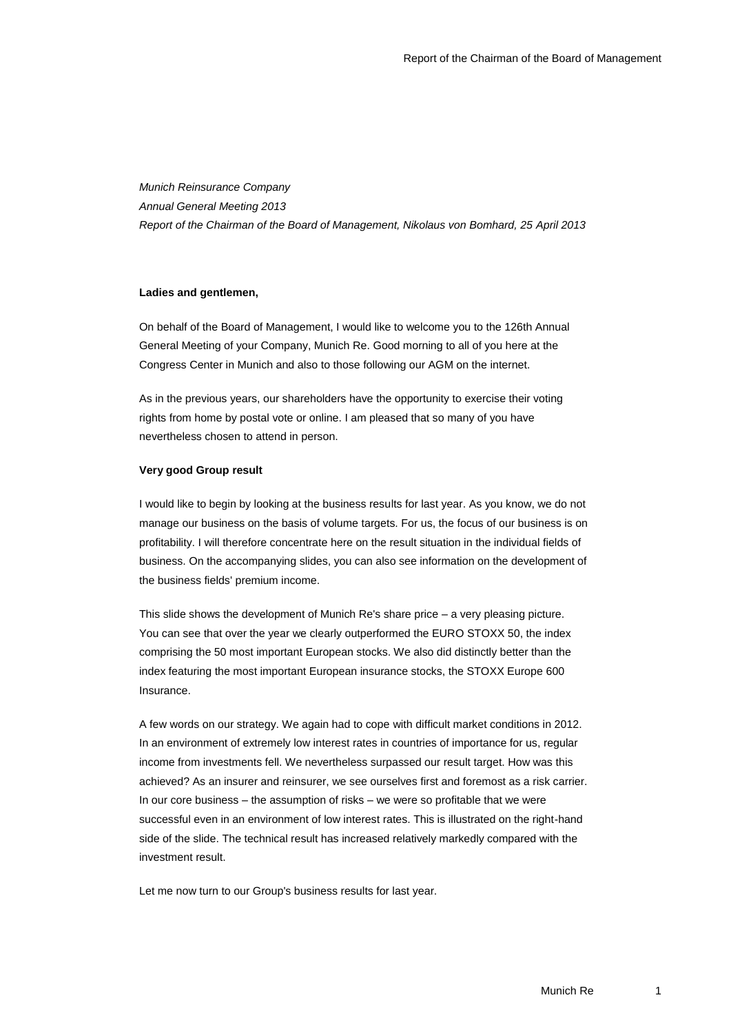*Munich Reinsurance Company*
*Annual General Meeting 2013*
*Report of the Chairman of the Board of Management, Nikolaus von Bomhard, 25 April 2013*

**Ladies and gentlemen,**

On behalf of the Board of Management, I would like to welcome you to the 126th Annual General Meeting of your Company, Munich Re. Good morning to all of you here at the Congress Center in Munich and also to those following our AGM on the internet.

As in the previous years, our shareholders have the opportunity to exercise their voting rights from home by postal vote or online. I am pleased that so many of you have nevertheless chosen to attend in person.

**Very good Group result**

I would like to begin by looking at the business results for last year. As you know, we do not manage our business on the basis of volume targets. For us, the focus of our business is on profitability. I will therefore concentrate here on the result situation in the individual fields of business. On the accompanying slides, you can also see information on the development of the business fields' premium income.

This slide shows the development of Munich Re's share price – a very pleasing picture. You can see that over the year we clearly outperformed the EURO STOXX 50, the index comprising the 50 most important European stocks. We also did distinctly better than the index featuring the most important European insurance stocks, the STOXX Europe 600 Insurance.

A few words on our strategy. We again had to cope with difficult market conditions in 2012. In an environment of extremely low interest rates in countries of importance for us, regular income from investments fell. We nevertheless surpassed our result target. How was this achieved? As an insurer and reinsurer, we see ourselves first and foremost as a risk carrier. In our core business – the assumption of risks – we were so profitable that we were successful even in an environment of low interest rates. This is illustrated on the right-hand side of the slide. The technical result has increased relatively markedly compared with the investment result.

Let me now turn to our Group's business results for last year.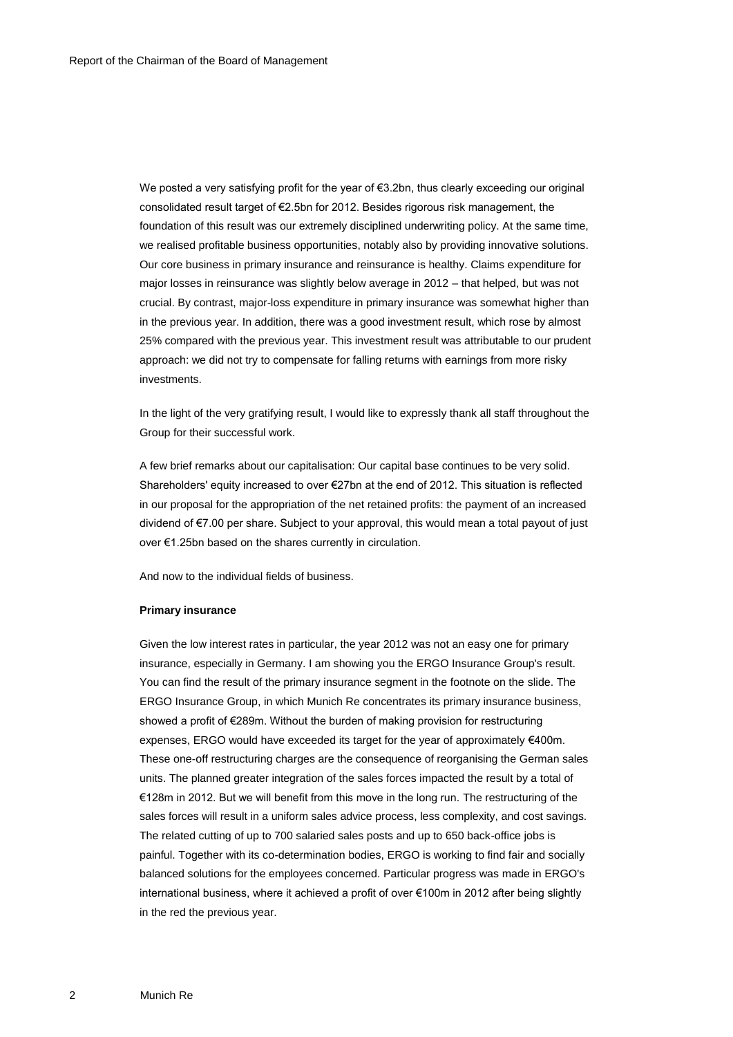We posted a very satisfying profit for the year of €3.2bn, thus clearly exceeding our original consolidated result target of €2.5bn for 2012. Besides rigorous risk management, the foundation of this result was our extremely disciplined underwriting policy. At the same time, we realised profitable business opportunities, notably also by providing innovative solutions. Our core business in primary insurance and reinsurance is healthy. Claims expenditure for major losses in reinsurance was slightly below average in 2012 – that helped, but was not crucial. By contrast, major-loss expenditure in primary insurance was somewhat higher than in the previous year. In addition, there was a good investment result, which rose by almost 25% compared with the previous year. This investment result was attributable to our prudent approach: we did not try to compensate for falling returns with earnings from more risky investments.

In the light of the very gratifying result, I would like to expressly thank all staff throughout the Group for their successful work.

A few brief remarks about our capitalisation: Our capital base continues to be very solid. Shareholders' equity increased to over €27bn at the end of 2012. This situation is reflected in our proposal for the appropriation of the net retained profits: the payment of an increased dividend of €7.00 per share. Subject to your approval, this would mean a total payout of just over €1.25bn based on the shares currently in circulation.

And now to the individual fields of business.

**Primary insurance**

Given the low interest rates in particular, the year 2012 was not an easy one for primary insurance, especially in Germany. I am showing you the ERGO Insurance Group's result. You can find the result of the primary insurance segment in the footnote on the slide. The ERGO Insurance Group, in which Munich Re concentrates its primary insurance business, showed a profit of €289m. Without the burden of making provision for restructuring expenses, ERGO would have exceeded its target for the year of approximately €400m. These one-off restructuring charges are the consequence of reorganising the German sales units. The planned greater integration of the sales forces impacted the result by a total of €128m in 2012. But we will benefit from this move in the long run. The restructuring of the sales forces will result in a uniform sales advice process, less complexity, and cost savings. The related cutting of up to 700 salaried sales posts and up to 650 back-office jobs is painful. Together with its co-determination bodies, ERGO is working to find fair and socially balanced solutions for the employees concerned. Particular progress was made in ERGO's international business, where it achieved a profit of over €100m in 2012 after being slightly in the red the previous year.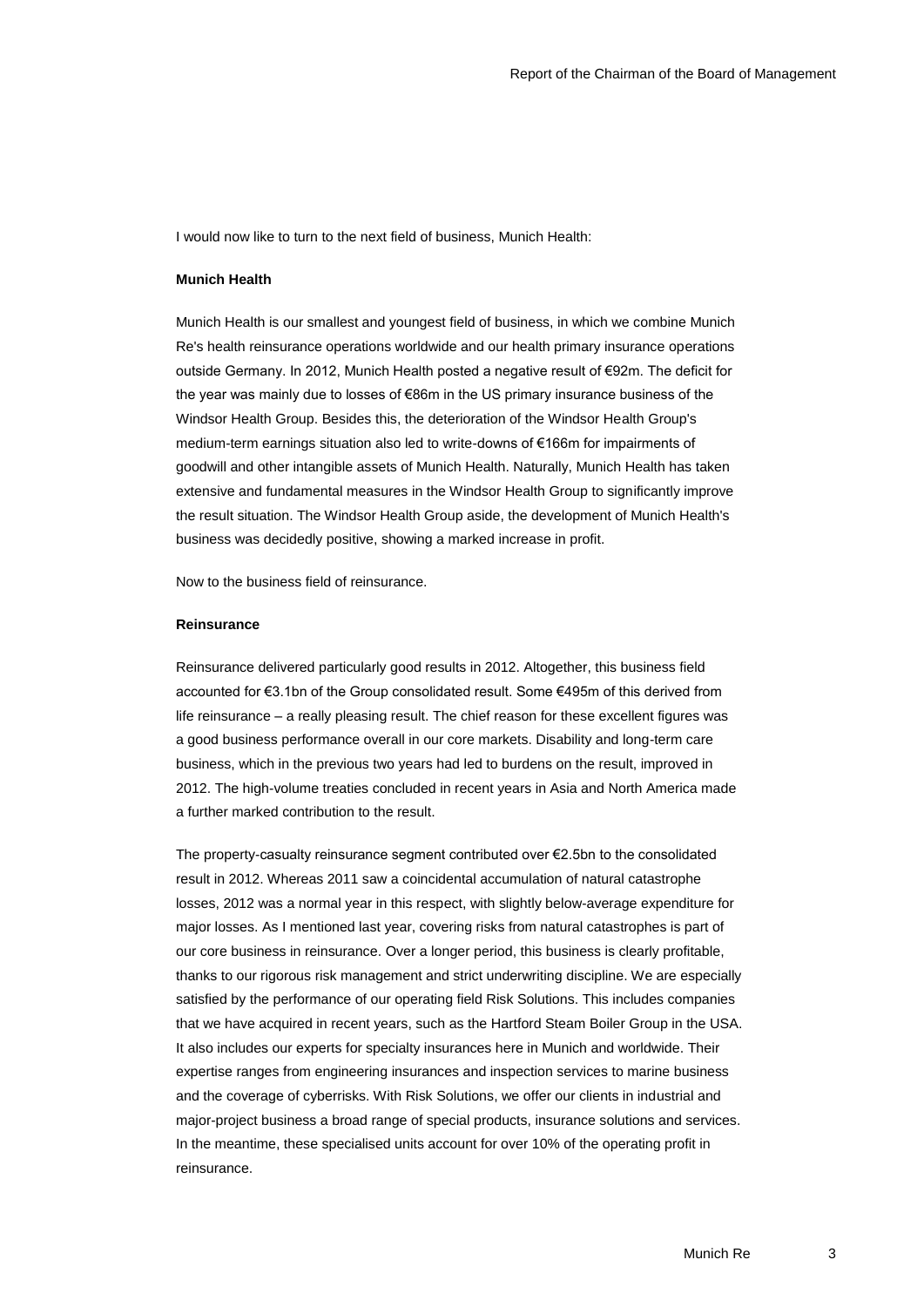I would now like to turn to the next field of business, Munich Health:

**Munich Health**

Munich Health is our smallest and youngest field of business, in which we combine Munich Re's health reinsurance operations worldwide and our health primary insurance operations outside Germany. In 2012, Munich Health posted a negative result of €92m. The deficit for the year was mainly due to losses of €86m in the US primary insurance business of the Windsor Health Group. Besides this, the deterioration of the Windsor Health Group's medium-term earnings situation also led to write-downs of €166m for impairments of goodwill and other intangible assets of Munich Health. Naturally, Munich Health has taken extensive and fundamental measures in the Windsor Health Group to significantly improve the result situation. The Windsor Health Group aside, the development of Munich Health's business was decidedly positive, showing a marked increase in profit.

Now to the business field of reinsurance.

**Reinsurance**

Reinsurance delivered particularly good results in 2012. Altogether, this business field accounted for €3.1bn of the Group consolidated result. Some €495m of this derived from life reinsurance – a really pleasing result. The chief reason for these excellent figures was a good business performance overall in our core markets. Disability and long-term care business, which in the previous two years had led to burdens on the result, improved in 2012. The high-volume treaties concluded in recent years in Asia and North America made a further marked contribution to the result.

The property-casualty reinsurance segment contributed over €2.5bn to the consolidated result in 2012. Whereas 2011 saw a coincidental accumulation of natural catastrophe losses, 2012 was a normal year in this respect, with slightly below-average expenditure for major losses. As I mentioned last year, covering risks from natural catastrophes is part of our core business in reinsurance. Over a longer period, this business is clearly profitable, thanks to our rigorous risk management and strict underwriting discipline. We are especially satisfied by the performance of our operating field Risk Solutions. This includes companies that we have acquired in recent years, such as the Hartford Steam Boiler Group in the USA. It also includes our experts for specialty insurances here in Munich and worldwide. Their expertise ranges from engineering insurances and inspection services to marine business and the coverage of cyberrisks. With Risk Solutions, we offer our clients in industrial and major-project business a broad range of special products, insurance solutions and services. In the meantime, these specialised units account for over 10% of the operating profit in reinsurance.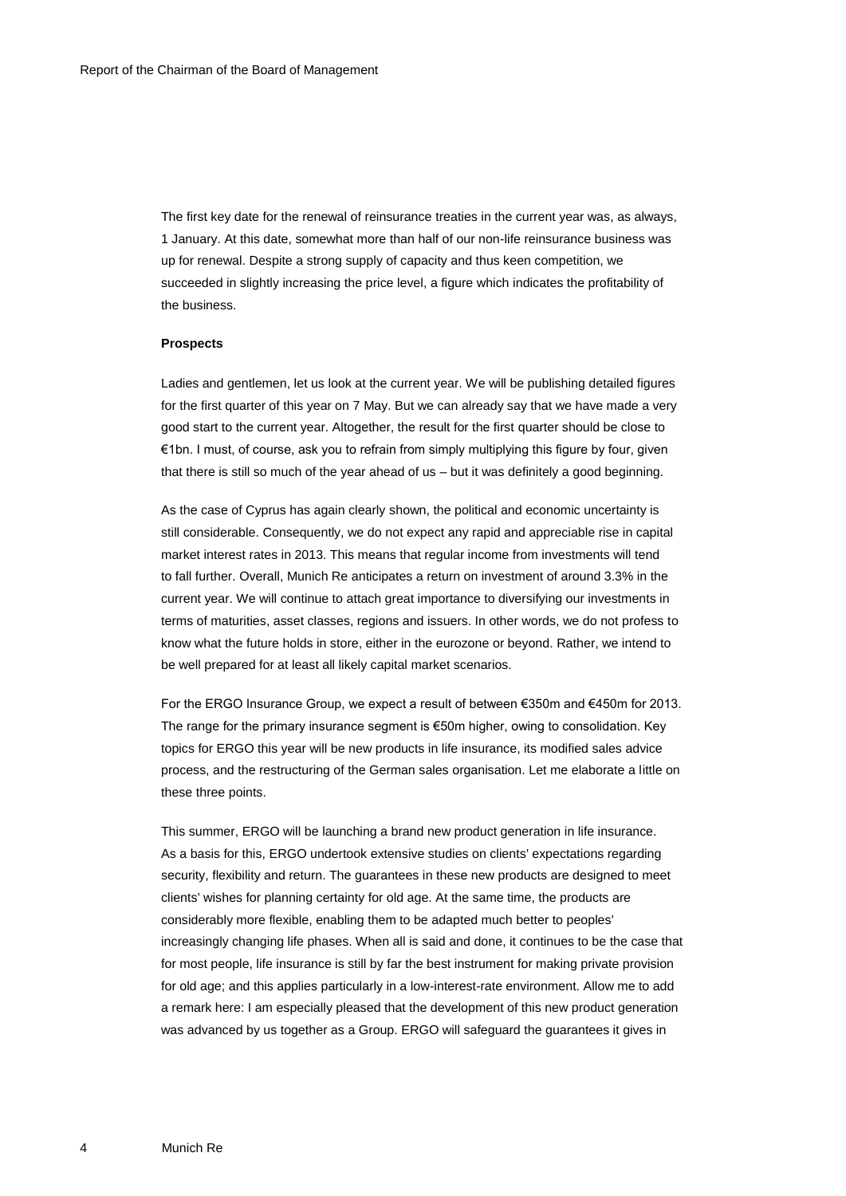The first key date for the renewal of reinsurance treaties in the current year was, as always, 1 January. At this date, somewhat more than half of our non-life reinsurance business was up for renewal. Despite a strong supply of capacity and thus keen competition, we succeeded in slightly increasing the price level, a figure which indicates the profitability of the business.

**Prospects**

Ladies and gentlemen, let us look at the current year. We will be publishing detailed figures for the first quarter of this year on 7 May. But we can already say that we have made a very good start to the current year. Altogether, the result for the first quarter should be close to €1bn. I must, of course, ask you to refrain from simply multiplying this figure by four, given that there is still so much of the year ahead of us – but it was definitely a good beginning.

As the case of Cyprus has again clearly shown, the political and economic uncertainty is still considerable. Consequently, we do not expect any rapid and appreciable rise in capital market interest rates in 2013. This means that regular income from investments will tend to fall further. Overall, Munich Re anticipates a return on investment of around 3.3% in the current year. We will continue to attach great importance to diversifying our investments in terms of maturities, asset classes, regions and issuers. In other words, we do not profess to know what the future holds in store, either in the eurozone or beyond. Rather, we intend to be well prepared for at least all likely capital market scenarios.

For the ERGO Insurance Group, we expect a result of between €350m and €450m for 2013. The range for the primary insurance segment is €50m higher, owing to consolidation. Key topics for ERGO this year will be new products in life insurance, its modified sales advice process, and the restructuring of the German sales organisation. Let me elaborate a little on these three points.

This summer, ERGO will be launching a brand new product generation in life insurance. As a basis for this, ERGO undertook extensive studies on clients' expectations regarding security, flexibility and return. The guarantees in these new products are designed to meet clients' wishes for planning certainty for old age. At the same time, the products are considerably more flexible, enabling them to be adapted much better to peoples' increasingly changing life phases. When all is said and done, it continues to be the case that for most people, life insurance is still by far the best instrument for making private provision for old age; and this applies particularly in a low-interest-rate environment. Allow me to add a remark here: I am especially pleased that the development of this new product generation was advanced by us together as a Group. ERGO will safeguard the guarantees it gives in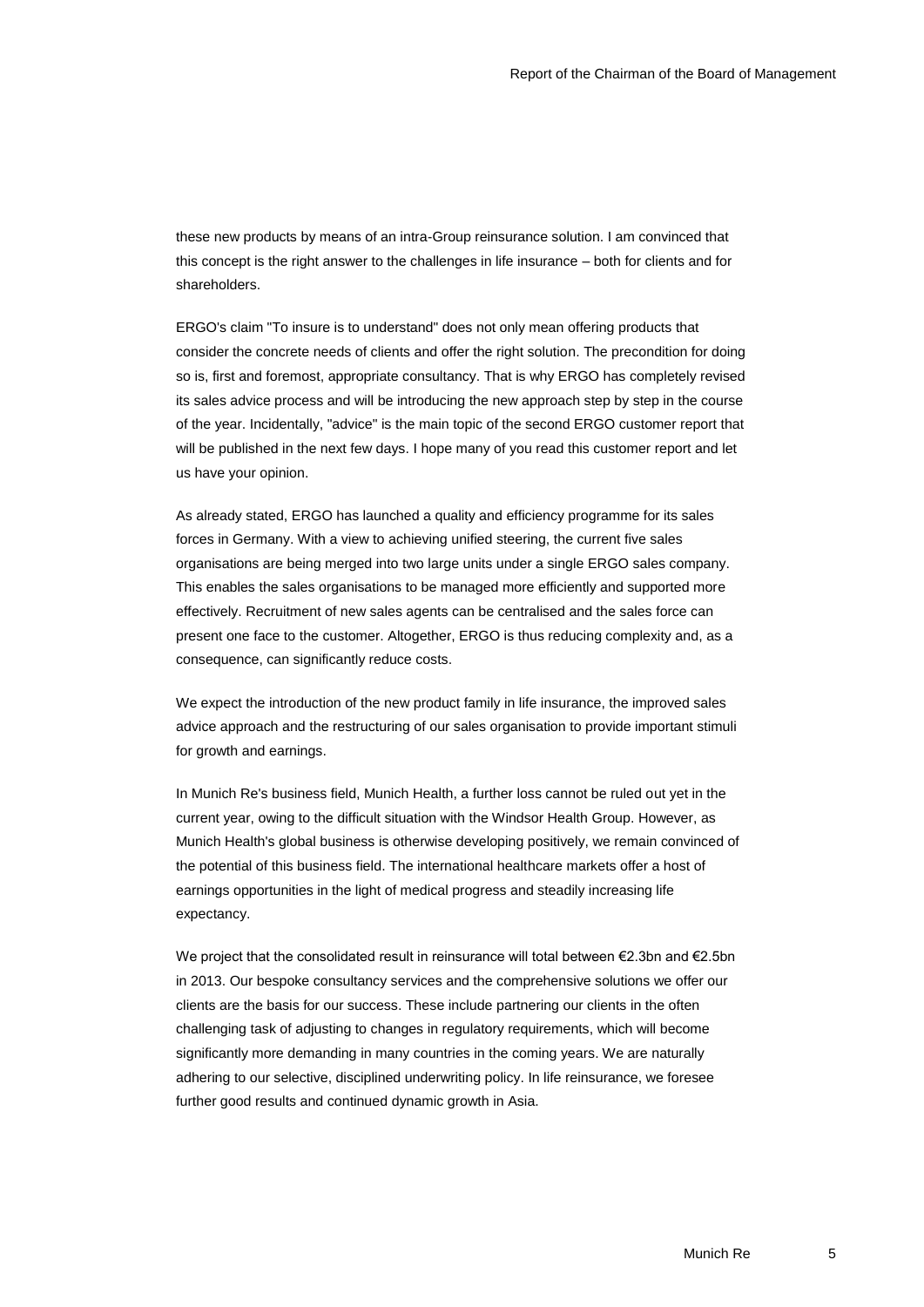these new products by means of an intra-Group reinsurance solution. I am convinced that this concept is the right answer to the challenges in life insurance – both for clients and for shareholders.

ERGO's claim "To insure is to understand" does not only mean offering products that consider the concrete needs of clients and offer the right solution. The precondition for doing so is, first and foremost, appropriate consultancy. That is why ERGO has completely revised its sales advice process and will be introducing the new approach step by step in the course of the year. Incidentally, "advice" is the main topic of the second ERGO customer report that will be published in the next few days. I hope many of you read this customer report and let us have your opinion.

As already stated, ERGO has launched a quality and efficiency programme for its sales forces in Germany. With a view to achieving unified steering, the current five sales organisations are being merged into two large units under a single ERGO sales company. This enables the sales organisations to be managed more efficiently and supported more effectively. Recruitment of new sales agents can be centralised and the sales force can present one face to the customer. Altogether, ERGO is thus reducing complexity and, as a consequence, can significantly reduce costs.

We expect the introduction of the new product family in life insurance, the improved sales advice approach and the restructuring of our sales organisation to provide important stimuli for growth and earnings.

In Munich Re's business field, Munich Health, a further loss cannot be ruled out yet in the current year, owing to the difficult situation with the Windsor Health Group. However, as Munich Health's global business is otherwise developing positively, we remain convinced of the potential of this business field. The international healthcare markets offer a host of earnings opportunities in the light of medical progress and steadily increasing life expectancy.

We project that the consolidated result in reinsurance will total between €2.3bn and €2.5bn in 2013. Our bespoke consultancy services and the comprehensive solutions we offer our clients are the basis for our success. These include partnering our clients in the often challenging task of adjusting to changes in regulatory requirements, which will become significantly more demanding in many countries in the coming years. We are naturally adhering to our selective, disciplined underwriting policy. In life reinsurance, we foresee further good results and continued dynamic growth in Asia.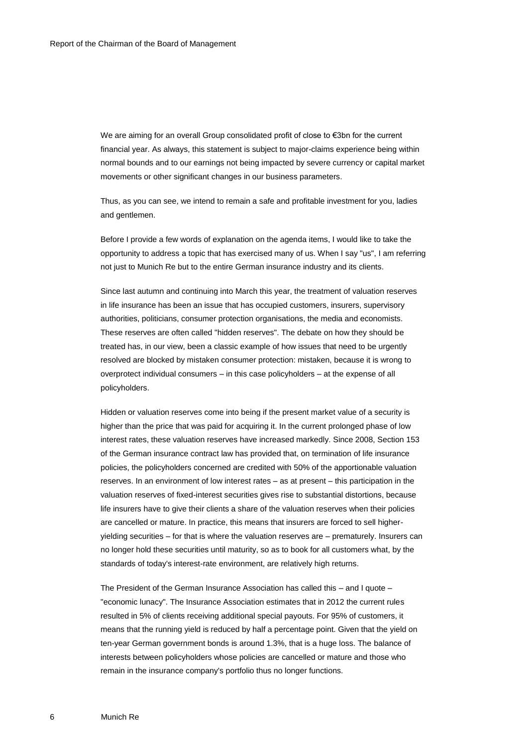We are aiming for an overall Group consolidated profit of close to €3bn for the current financial year. As always, this statement is subject to major-claims experience being within normal bounds and to our earnings not being impacted by severe currency or capital market movements or other significant changes in our business parameters.

Thus, as you can see, we intend to remain a safe and profitable investment for you, ladies and gentlemen.

Before I provide a few words of explanation on the agenda items, I would like to take the opportunity to address a topic that has exercised many of us. When I say "us", I am referring not just to Munich Re but to the entire German insurance industry and its clients.

Since last autumn and continuing into March this year, the treatment of valuation reserves in life insurance has been an issue that has occupied customers, insurers, supervisory authorities, politicians, consumer protection organisations, the media and economists. These reserves are often called "hidden reserves". The debate on how they should be treated has, in our view, been a classic example of how issues that need to be urgently resolved are blocked by mistaken consumer protection: mistaken, because it is wrong to overprotect individual consumers – in this case policyholders – at the expense of all policyholders.

Hidden or valuation reserves come into being if the present market value of a security is higher than the price that was paid for acquiring it. In the current prolonged phase of low interest rates, these valuation reserves have increased markedly. Since 2008, Section 153 of the German insurance contract law has provided that, on termination of life insurance policies, the policyholders concerned are credited with 50% of the apportionable valuation reserves. In an environment of low interest rates – as at present – this participation in the valuation reserves of fixed-interest securities gives rise to substantial distortions, because life insurers have to give their clients a share of the valuation reserves when their policies are cancelled or mature. In practice, this means that insurers are forced to sell higher-yielding securities – for that is where the valuation reserves are – prematurely. Insurers can no longer hold these securities until maturity, so as to book for all customers what, by the standards of today's interest-rate environment, are relatively high returns.

The President of the German Insurance Association has called this – and I quote – "economic lunacy". The Insurance Association estimates that in 2012 the current rules resulted in 5% of clients receiving additional special payouts. For 95% of customers, it means that the running yield is reduced by half a percentage point. Given that the yield on ten-year German government bonds is around 1.3%, that is a huge loss. The balance of interests between policyholders whose policies are cancelled or mature and those who remain in the insurance company's portfolio thus no longer functions.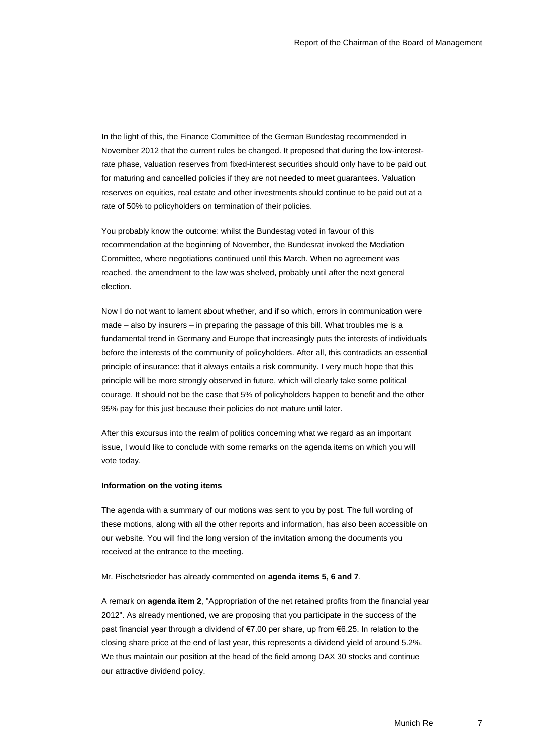In the light of this, the Finance Committee of the German Bundestag recommended in November 2012 that the current rules be changed. It proposed that during the low-interest-rate phase, valuation reserves from fixed-interest securities should only have to be paid out for maturing and cancelled policies if they are not needed to meet guarantees. Valuation reserves on equities, real estate and other investments should continue to be paid out at a rate of 50% to policyholders on termination of their policies.

You probably know the outcome: whilst the Bundestag voted in favour of this recommendation at the beginning of November, the Bundesrat invoked the Mediation Committee, where negotiations continued until this March. When no agreement was reached, the amendment to the law was shelved, probably until after the next general election.

Now I do not want to lament about whether, and if so which, errors in communication were made – also by insurers – in preparing the passage of this bill. What troubles me is a fundamental trend in Germany and Europe that increasingly puts the interests of individuals before the interests of the community of policyholders. After all, this contradicts an essential principle of insurance: that it always entails a risk community. I very much hope that this principle will be more strongly observed in future, which will clearly take some political courage. It should not be the case that 5% of policyholders happen to benefit and the other 95% pay for this just because their policies do not mature until later.

After this excursus into the realm of politics concerning what we regard as an important issue, I would like to conclude with some remarks on the agenda items on which you will vote today.

**Information on the voting items**

The agenda with a summary of our motions was sent to you by post. The full wording of these motions, along with all the other reports and information, has also been accessible on our website. You will find the long version of the invitation among the documents you received at the entrance to the meeting.

Mr. Pischetsrieder has already commented on **agenda items 5, 6 and 7**.

A remark on **agenda item 2**, "Appropriation of the net retained profits from the financial year 2012". As already mentioned, we are proposing that you participate in the success of the past financial year through a dividend of €7.00 per share, up from €6.25. In relation to the closing share price at the end of last year, this represents a dividend yield of around 5.2%. We thus maintain our position at the head of the field among DAX 30 stocks and continue our attractive dividend policy.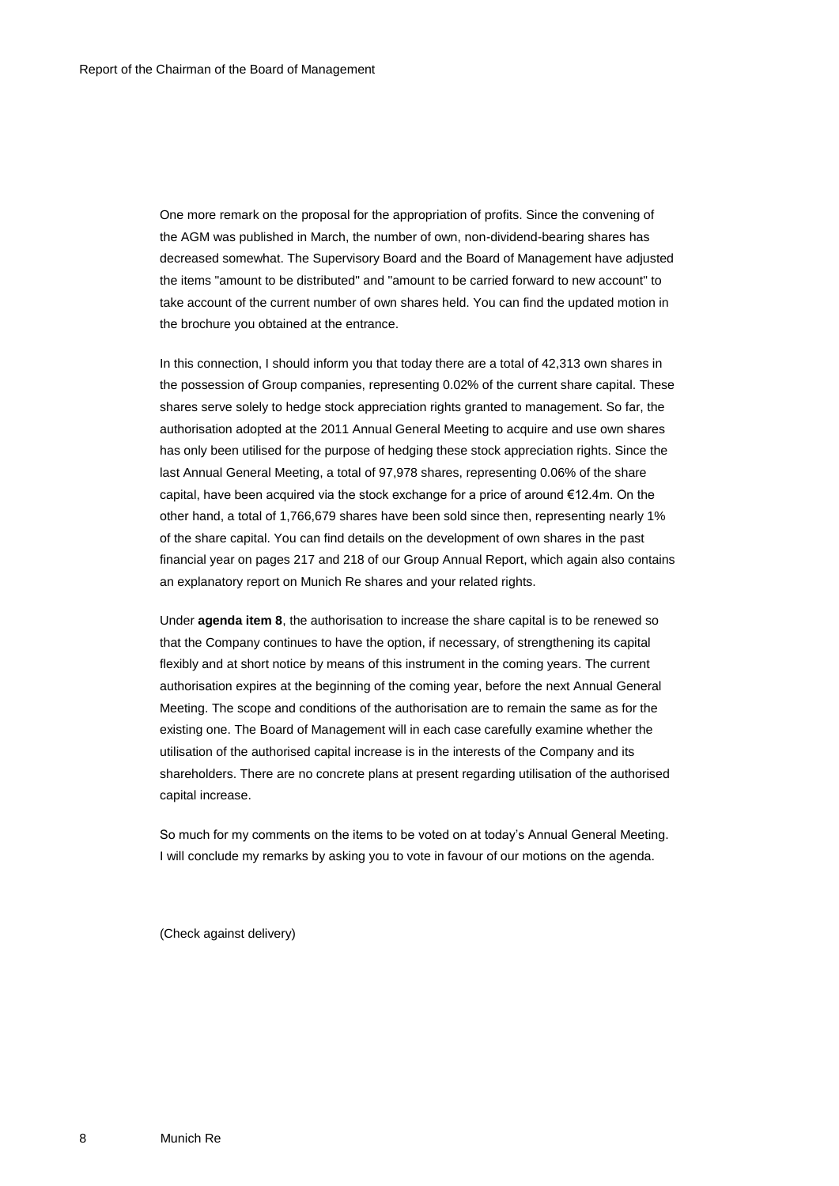One more remark on the proposal for the appropriation of profits. Since the convening of the AGM was published in March, the number of own, non-dividend-bearing shares has decreased somewhat. The Supervisory Board and the Board of Management have adjusted the items "amount to be distributed" and "amount to be carried forward to new account" to take account of the current number of own shares held. You can find the updated motion in the brochure you obtained at the entrance.

In this connection, I should inform you that today there are a total of 42,313 own shares in the possession of Group companies, representing 0.02% of the current share capital. These shares serve solely to hedge stock appreciation rights granted to management. So far, the authorisation adopted at the 2011 Annual General Meeting to acquire and use own shares has only been utilised for the purpose of hedging these stock appreciation rights. Since the last Annual General Meeting, a total of 97,978 shares, representing 0.06% of the share capital, have been acquired via the stock exchange for a price of around €12.4m. On the other hand, a total of 1,766,679 shares have been sold since then, representing nearly 1% of the share capital. You can find details on the development of own shares in the past financial year on pages 217 and 218 of our Group Annual Report, which again also contains an explanatory report on Munich Re shares and your related rights.

Under **agenda item 8**, the authorisation to increase the share capital is to be renewed so that the Company continues to have the option, if necessary, of strengthening its capital flexibly and at short notice by means of this instrument in the coming years. The current authorisation expires at the beginning of the coming year, before the next Annual General Meeting. The scope and conditions of the authorisation are to remain the same as for the existing one. The Board of Management will in each case carefully examine whether the utilisation of the authorised capital increase is in the interests of the Company and its shareholders. There are no concrete plans at present regarding utilisation of the authorised capital increase.

So much for my comments on the items to be voted on at today's Annual General Meeting. I will conclude my remarks by asking you to vote in favour of our motions on the agenda.

(Check against delivery)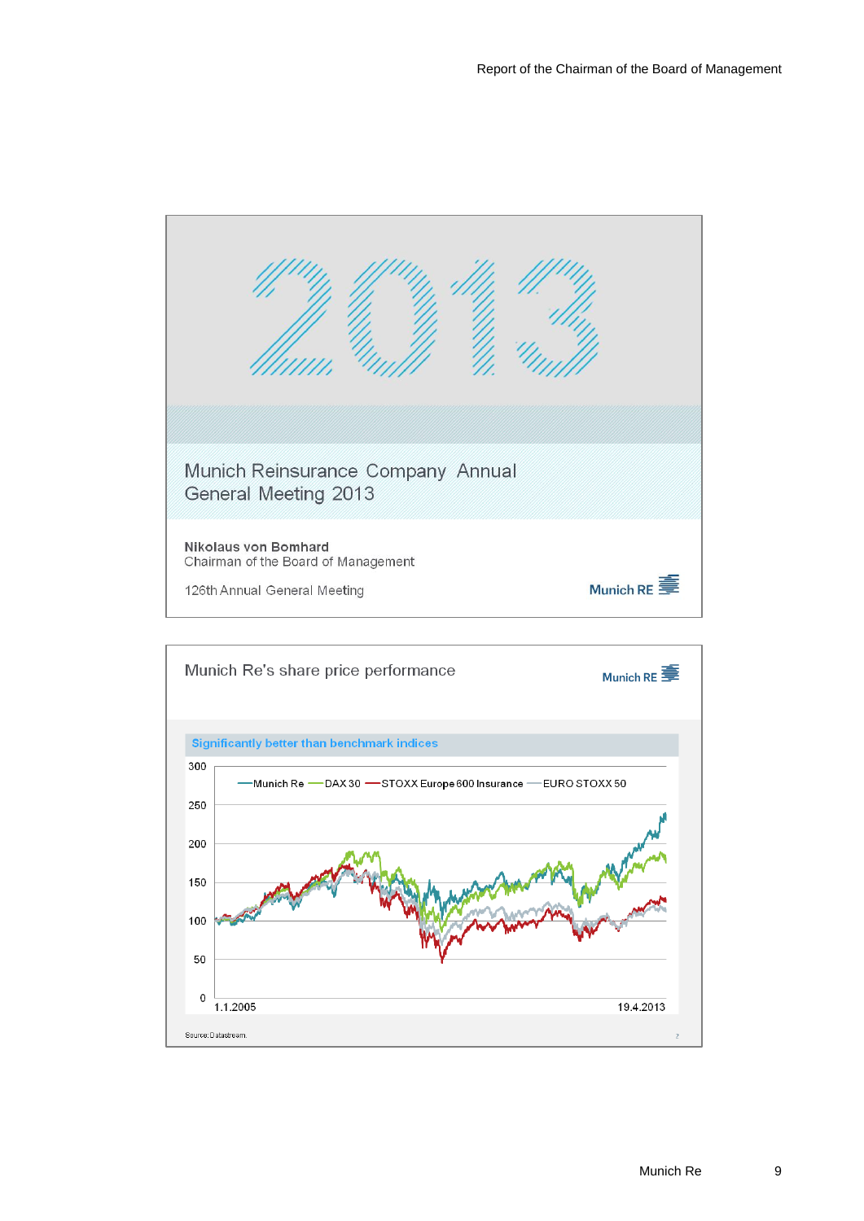2013

Munich Reinsurance Company Annual General Meeting 2013

**Nikolaus von Bomhard**
Chairman of the Board of Management

126th Annual General Meeting

Munich RE

## Munich Re's share price performance

Munich RE

**Significantly better than benchmark indices**

— Munich Re — DAX 30 — STOXX Europe 600 Insurance — EURO STOXX 50

300
250
200
150
100
50
0

1.1.2005 — 19.4.2013

Source: Datastream.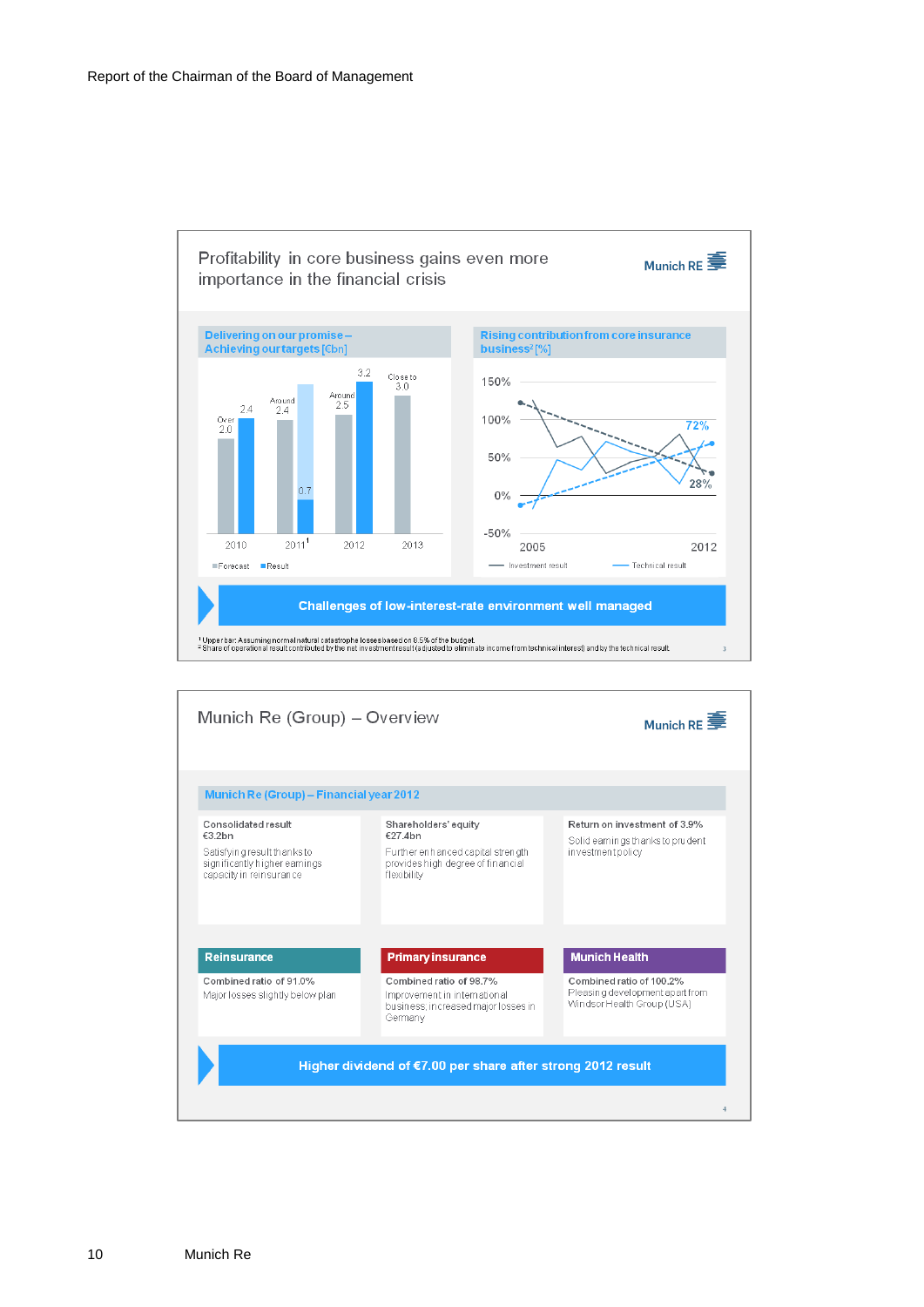## Profitability in core business gains even more importance in the financial crisis

Munich RE

**Delivering on our promise – Achieving our targets [€bn]**

| | Forecast | Result |
|---|---|---|
| 2010 | Over 2.0 | 2.4 |
| 2011[1] | Around 2.4 | 0.7 |
| 2012 | Around 2.5 | 3.2 |
| 2013 | Close to 3.0 | |

**Rising contribution from core insurance business[2] [%]**

2005 – 2012: Technical result 72%, Investment result 28%

**Challenges of low-interest-rate environment well managed**

[1] Upper bar: Assuming normal natural catastrophe losses based on 8.5% of the budget.
[2] Share of operational result contributed by the net investment result (adjusted to eliminate income from technical interest) and by the technical result.

## Munich Re (Group) – Overview

Munich RE

**Munich Re (Group) – Financial year 2012**

**Consolidated result €3.2bn**
Satisfying result thanks to significantly higher earnings capacity in reinsurance

**Shareholders' equity €27.4bn**
Further enhanced capital strength provides high degree of financial flexibility

**Return on investment of 3.9%**
Solid earnings thanks to prudent investment policy

**Reinsurance**
Combined ratio of 91.0%
Major losses slightly below plan

**Primary insurance**
Combined ratio of 98.7%
Improvement in international business, increased major losses in Germany

**Munich Health**
Combined ratio of 100.2%
Pleasing development apart from Windsor Health Group (USA)

**Higher dividend of €7.00 per share after strong 2012 result**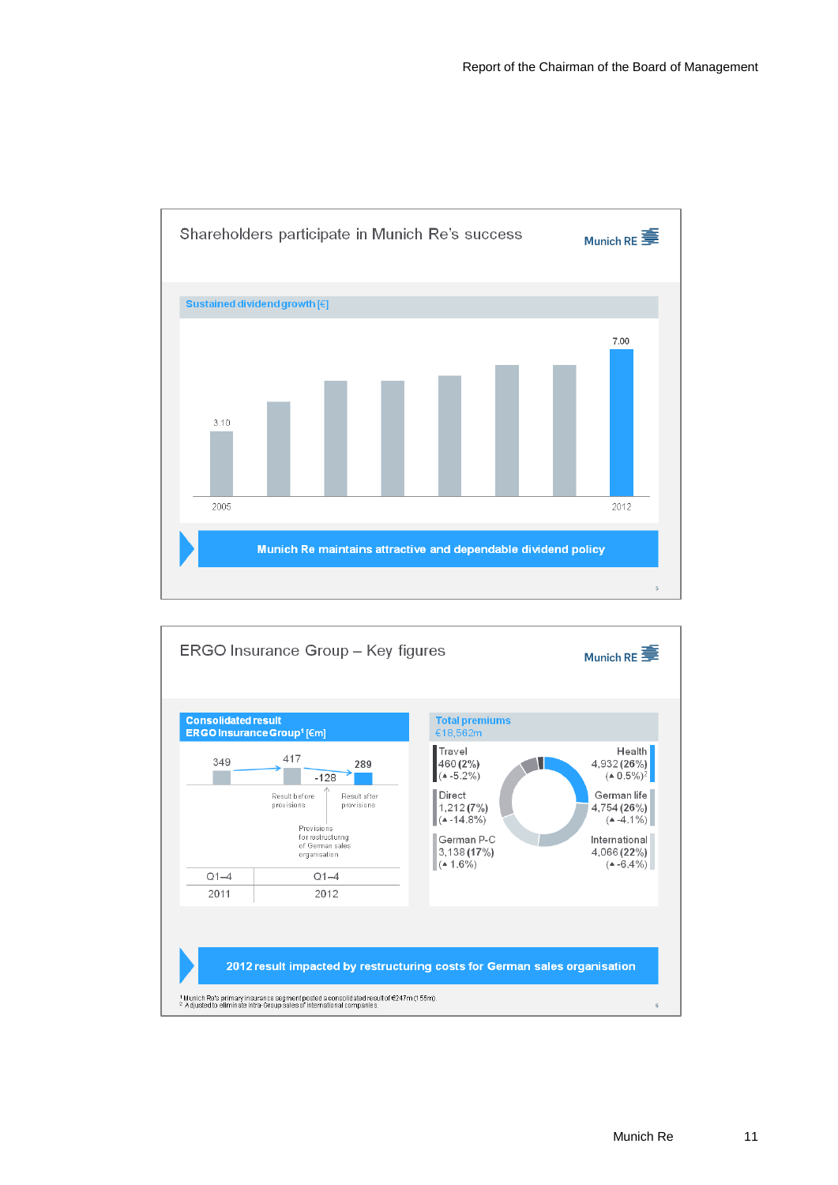## Shareholders participate in Munich Re's success

Munich RE

**Sustained dividend growth [€]**

| 2005 | | | | | | | 2012 |
|---|---|---|---|---|---|---|---|
| 3.10 | | | | | | | 7.00 |

**Munich Re maintains attractive and dependable dividend policy**

## ERGO Insurance Group – Key figures

Munich RE

**Consolidated result ERGO Insurance Group[1] [€m]**

| Q1–4 2011 | Q1–4 2012 Result before provisions | Provisions for restructuring of German sales organisation | Q1–4 2012 Result after provisions |
|---|---|---|---|
| 349 | 417 | -128 | 289 |

**Total premiums**
€18,562m

| Segment | Premiums (€m) | Share | Change |
|---|---|---|---|
| Travel | 460 | (2%) | (▲ -5.2%) |
| Direct | 1,212 | (7%) | (▲ -14.8%) |
| German P-C | 3,138 | (17%) | (▲ 1.6%) |
| Health | 4,932 | (26%) | (▲ 0.5%)[2] |
| German life | 4,754 | (26%) | (▲ -4.1%) |
| International | 4,066 | (22%) | (▲ -6.4%) |

**2012 result impacted by restructuring costs for German sales organisation**

[1] Munich Re's primary insurance segment posted a consolidated result of €247m (155m).
[2] Adjusted to eliminate intra-Group sales of international companies.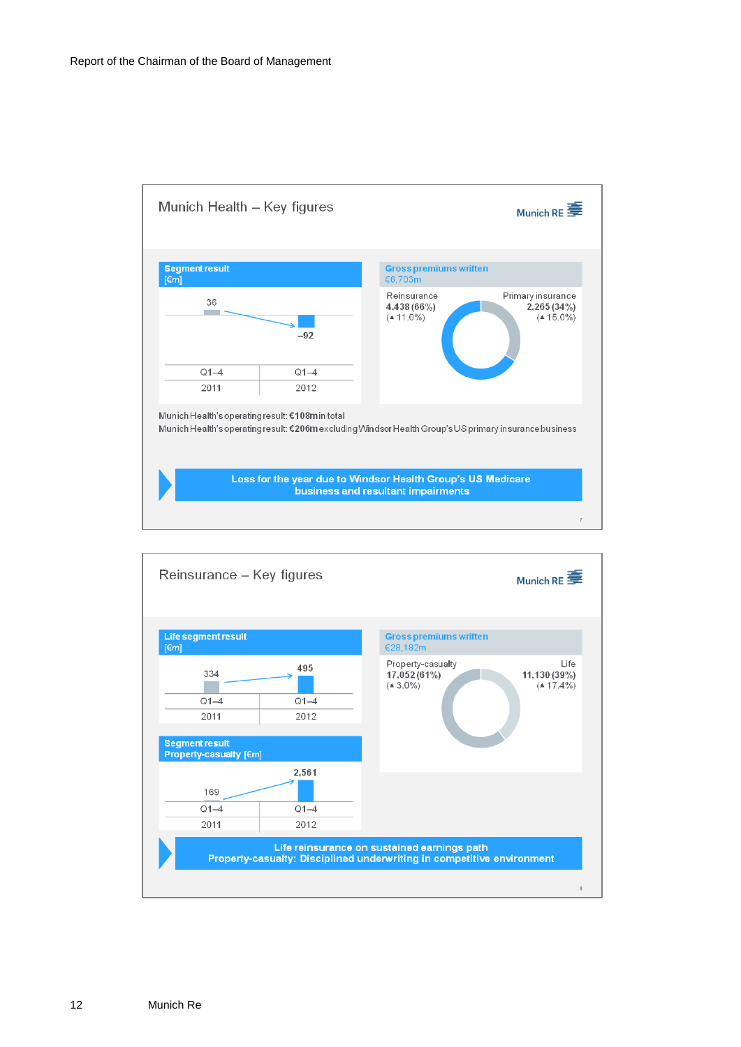## Munich Health – Key figures

Munich RE

**Segment result** [€m]

| Q1–4 2011 | Q1–4 2012 |
|---|---|
| 36 | –92 |

**Gross premiums written** €6,703m

- Reinsurance 4,438 (66%) (▲ 11.0%)
- Primary insurance 2,265 (34%) (▲ 15.0%)

Munich Health's operating result: **€108m** in total

Munich Health's operating result: **€206m** excluding Windsor Health Group's US primary insurance business

**Loss for the year due to Windsor Health Group's US Medicare business and resultant impairments**

## Reinsurance – Key figures

Munich RE

**Life segment result** [€m]

| Q1–4 2011 | Q1–4 2012 |
|---|---|
| 334 | 495 |

**Segment result Property-casualty** [€m]

| Q1–4 2011 | Q1–4 2012 |
|---|---|
| 169 | 2,561 |

**Gross premiums written** €28,182m

- Property-casualty 17,052 (61%) (▲ 3.0%)
- Life 11,130 (39%) (▲ 17.4%)

**Life reinsurance on sustained earnings path**
**Property-casualty: Disciplined underwriting in competitive environment**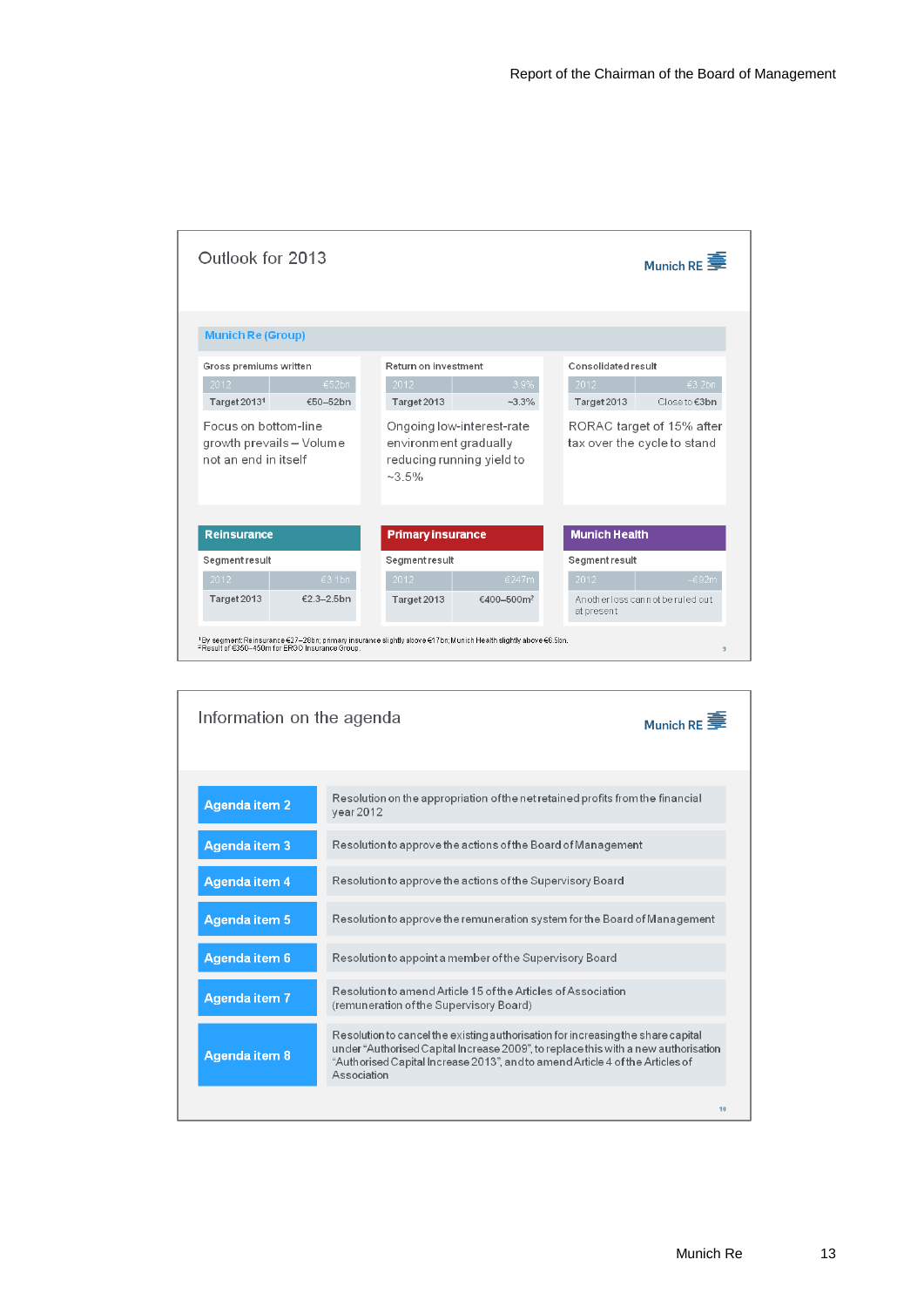## Outlook for 2013

Munich RE

**Munich Re (Group)**

| Gross premiums written | |
|---|---|
| 2012 | €52bn |
| Target 2013[1] | €50–52bn |

Focus on bottom-line growth prevails – Volume not an end in itself

| Return on investment | |
|---|---|
| 2012 | 3.9% |
| Target 2013 | ~3.3% |

Ongoing low-interest-rate environment gradually reducing running yield to ~3.5%

| Consolidated result | |
|---|---|
| 2012 | €3.2bn |
| Target 2013 | Close to €3bn |

RORAC target of 15% after tax over the cycle to stand

**Reinsurance**

| Segment result | |
|---|---|
| 2012 | €3.1bn |
| Target 2013 | €2.3–2.5bn |

**Primary insurance**

| Segment result | |
|---|---|
| 2012 | €247m |
| Target 2013 | €400–500m[2] |

**Munich Health**

| Segment result | |
|---|---|
| 2012 | –€92m |
| Another loss cannot be ruled out at present | |

[1] By segment: Reinsurance €27–28bn; primary insurance slightly above €17bn; Munich Health slightly above €6.5bn.
[2] Result of €350–450m for ERGO Insurance Group.

## Information on the agenda

Munich RE

| | |
|---|---|
| **Agenda item 2** | Resolution on the appropriation of the net retained profits from the financial year 2012 |
| **Agenda item 3** | Resolution to approve the actions of the Board of Management |
| **Agenda item 4** | Resolution to approve the actions of the Supervisory Board |
| **Agenda item 5** | Resolution to approve the remuneration system for the Board of Management |
| **Agenda item 6** | Resolution to appoint a member of the Supervisory Board |
| **Agenda item 7** | Resolution to amend Article 15 of the Articles of Association (remuneration of the Supervisory Board) |
| **Agenda item 8** | Resolution to cancel the existing authorisation for increasing the share capital under "Authorised Capital Increase 2009", to replace this with a new authorisation "Authorised Capital Increase 2013", and to amend Article 4 of the Articles of Association |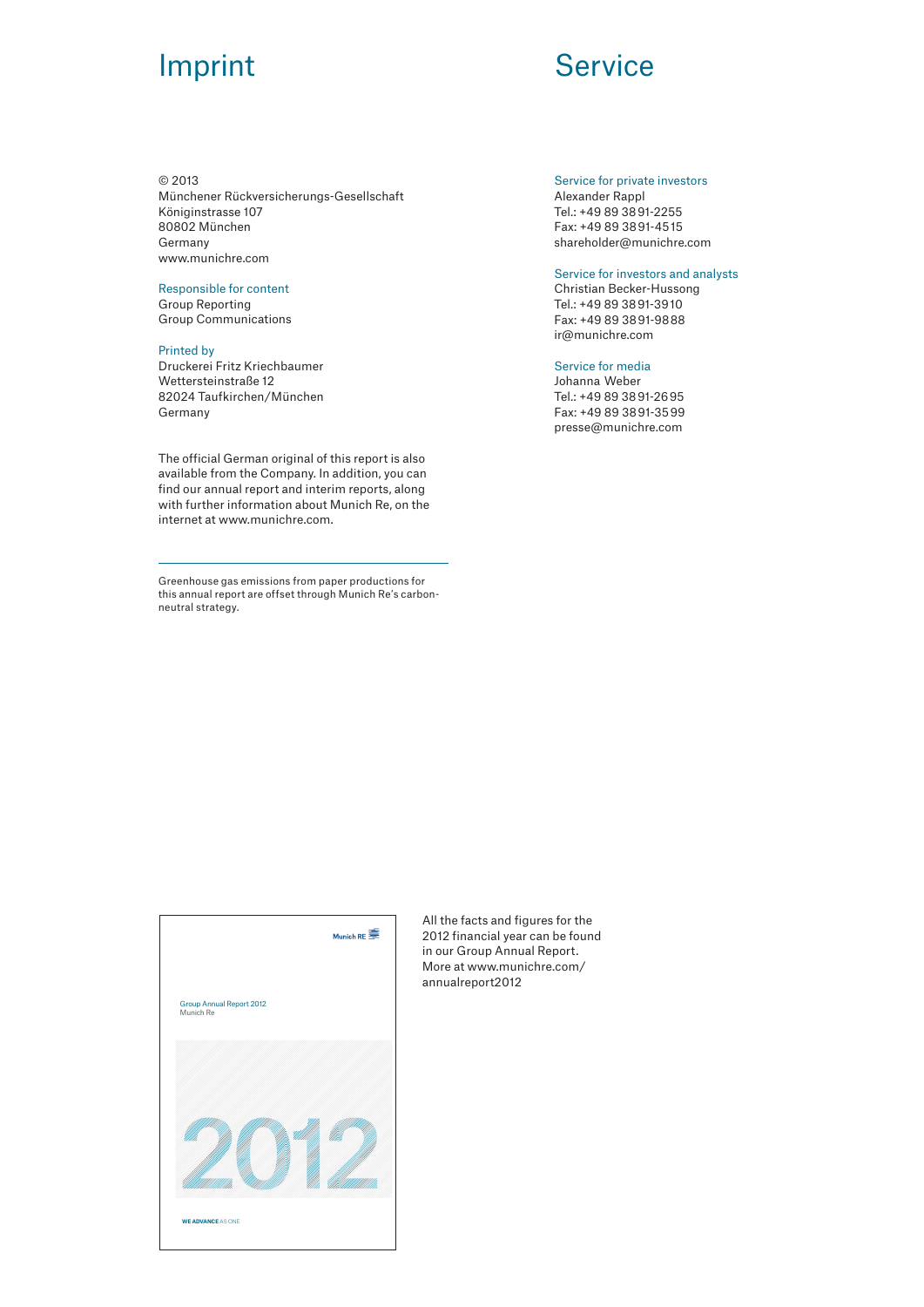# Imprint

© 2013
Münchener Rückversicherungs-Gesellschaft
Königinstrasse 107
80802 München
Germany
www.munichre.com

## Responsible for content

Group Reporting
Group Communications

## Printed by

Druckerei Fritz Kriechbaumer
Wettersteinstraße 12
82024 Taufkirchen/München
Germany

The official German original of this report is also available from the Company. In addition, you can find our annual report and interim reports, along with further information about Munich Re, on the internet at www.munichre.com.

---

Greenhouse gas emissions from paper productions for this annual report are offset through Munich Re's carbon-neutral strategy.

# Service

## Service for private investors

Alexander Rappl
Tel.: +49 89 3891-2255
Fax: +49 89 3891-4515
shareholder@munichre.com

## Service for investors and analysts

Christian Becker-Hussong
Tel.: +49 89 3891-3910
Fax: +49 89 3891-9888
ir@munichre.com

## Service for media

Johanna Weber
Tel.: +49 89 3891-2695
Fax: +49 89 3891-3599
presse@munichre.com

Munich RE
Group Annual Report 2012
Munich Re
2012
WE ADVANCE AS ONE

All the facts and figures for the 2012 financial year can be found in our Group Annual Report. More at www.munichre.com/annualreport2012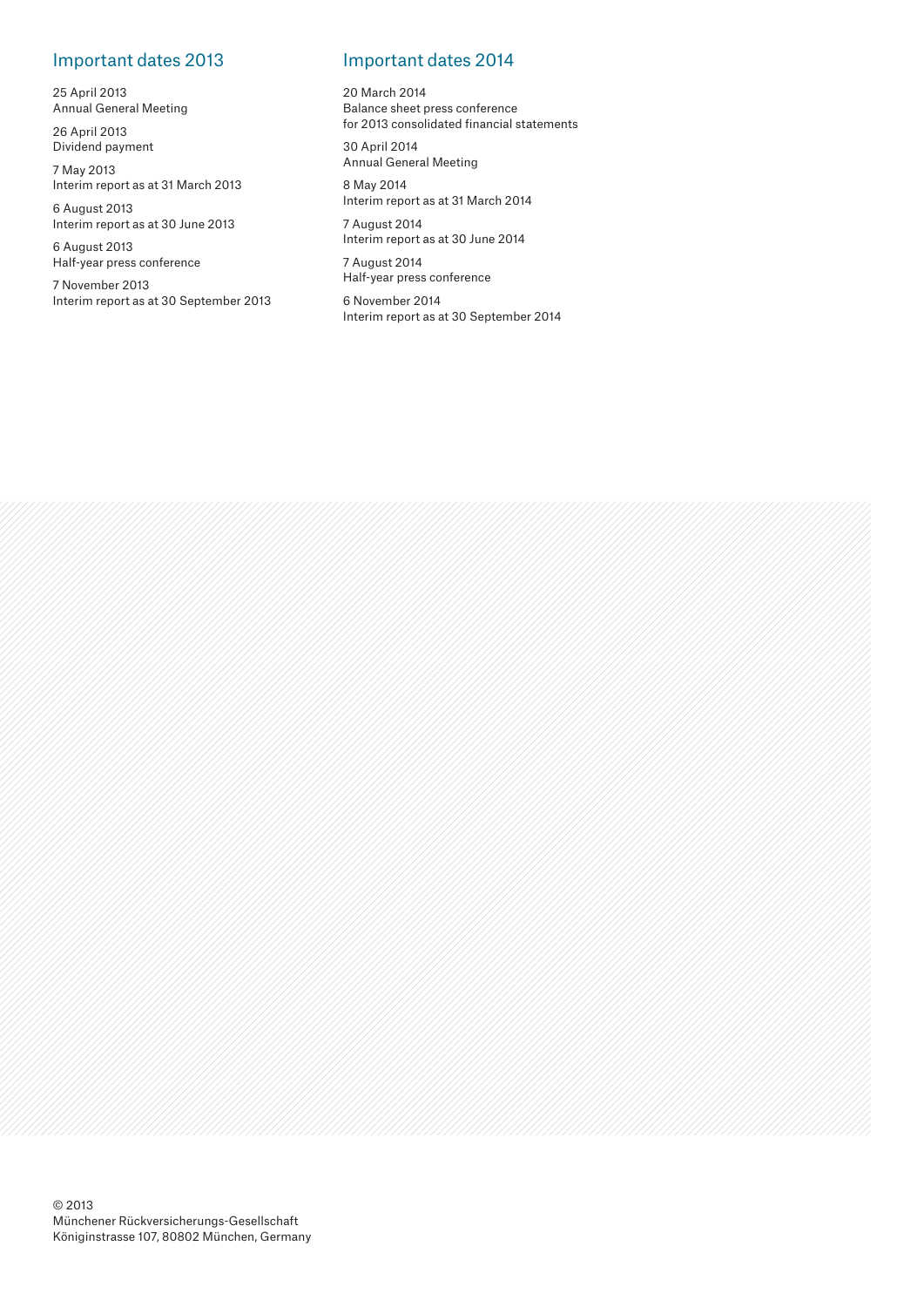## Important dates 2013

25 April 2013
Annual General Meeting

26 April 2013
Dividend payment

7 May 2013
Interim report as at 31 March 2013

6 August 2013
Interim report as at 30 June 2013

6 August 2013
Half-year press conference

7 November 2013
Interim report as at 30 September 2013

## Important dates 2014

20 March 2014
Balance sheet press conference
for 2013 consolidated financial statements

30 April 2014
Annual General Meeting

8 May 2014
Interim report as at 31 March 2014

7 August 2014
Interim report as at 30 June 2014

7 August 2014
Half-year press conference

6 November 2014
Interim report as at 30 September 2014

© 2013
Münchener Rückversicherungs-Gesellschaft
Königinstrasse 107, 80802 München, Germany